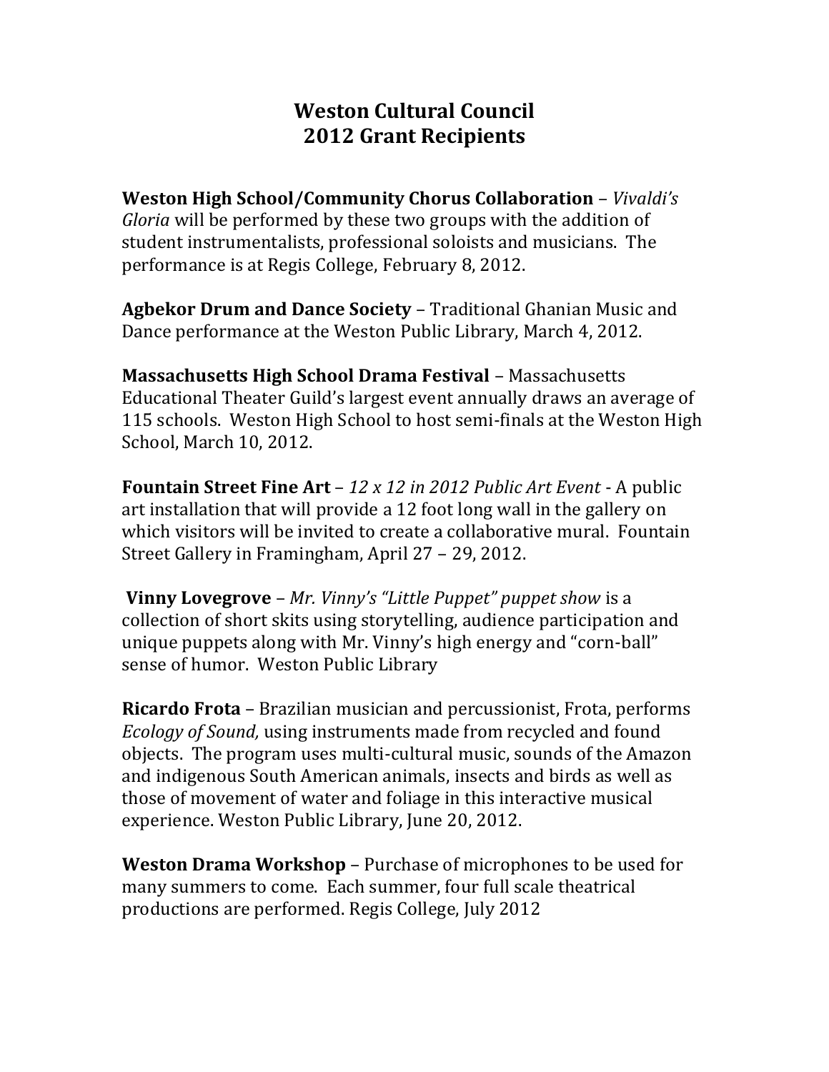# Weston Cultural Council
# 2012 Grant Recipients

**Weston High School/Community Chorus Collaboration** – *Vivaldi's Gloria* will be performed by these two groups with the addition of student instrumentalists, professional soloists and musicians. The performance is at Regis College, February 8, 2012.

**Agbekor Drum and Dance Society** – Traditional Ghanian Music and Dance performance at the Weston Public Library, March 4, 2012.

**Massachusetts High School Drama Festival** – Massachusetts Educational Theater Guild's largest event annually draws an average of 115 schools. Weston High School to host semi-finals at the Weston High School, March 10, 2012.

**Fountain Street Fine Art** – *12 x 12 in 2012 Public Art Event* - A public art installation that will provide a 12 foot long wall in the gallery on which visitors will be invited to create a collaborative mural. Fountain Street Gallery in Framingham, April 27 – 29, 2012.

**Vinny Lovegrove** – *Mr. Vinny's "Little Puppet" puppet show* is a collection of short skits using storytelling, audience participation and unique puppets along with Mr. Vinny's high energy and "corn-ball" sense of humor. Weston Public Library

**Ricardo Frota** – Brazilian musician and percussionist, Frota, performs *Ecology of Sound,* using instruments made from recycled and found objects. The program uses multi-cultural music, sounds of the Amazon and indigenous South American animals, insects and birds as well as those of movement of water and foliage in this interactive musical experience. Weston Public Library, June 20, 2012.

**Weston Drama Workshop** – Purchase of microphones to be used for many summers to come. Each summer, four full scale theatrical productions are performed. Regis College, July 2012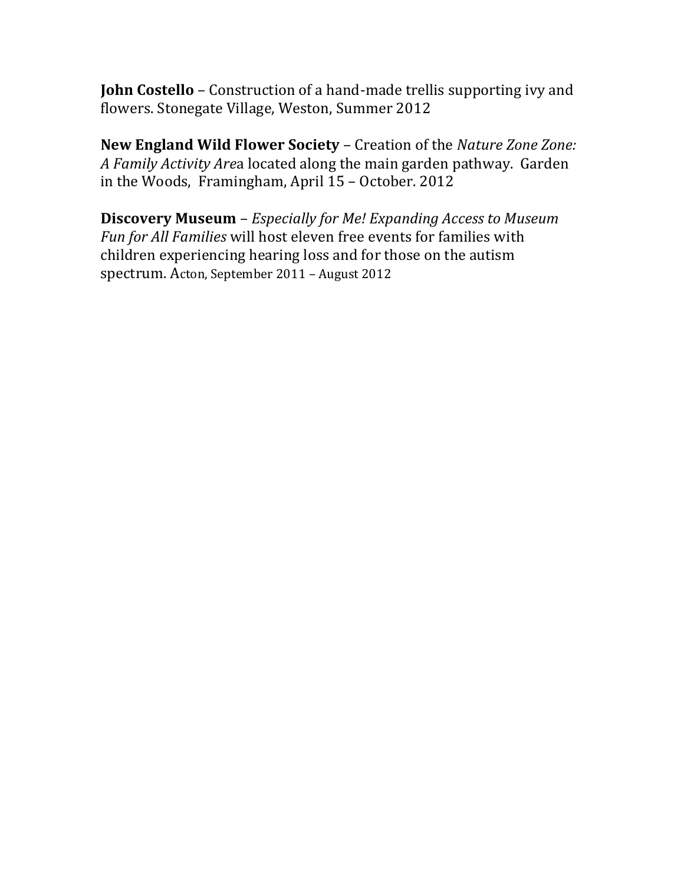**John Costello** – Construction of a hand-made trellis supporting ivy and flowers. Stonegate Village, Weston, Summer 2012

**New England Wild Flower Society** – Creation of the *Nature Zone Zone: A Family Activity Are*a located along the main garden pathway. Garden in the Woods, Framingham, April 15 – October. 2012

**Discovery Museum** – *Especially for Me! Expanding Access to Museum Fun for All Families* will host eleven free events for families with children experiencing hearing loss and for those on the autism spectrum. Acton, September 2011 – August 2012